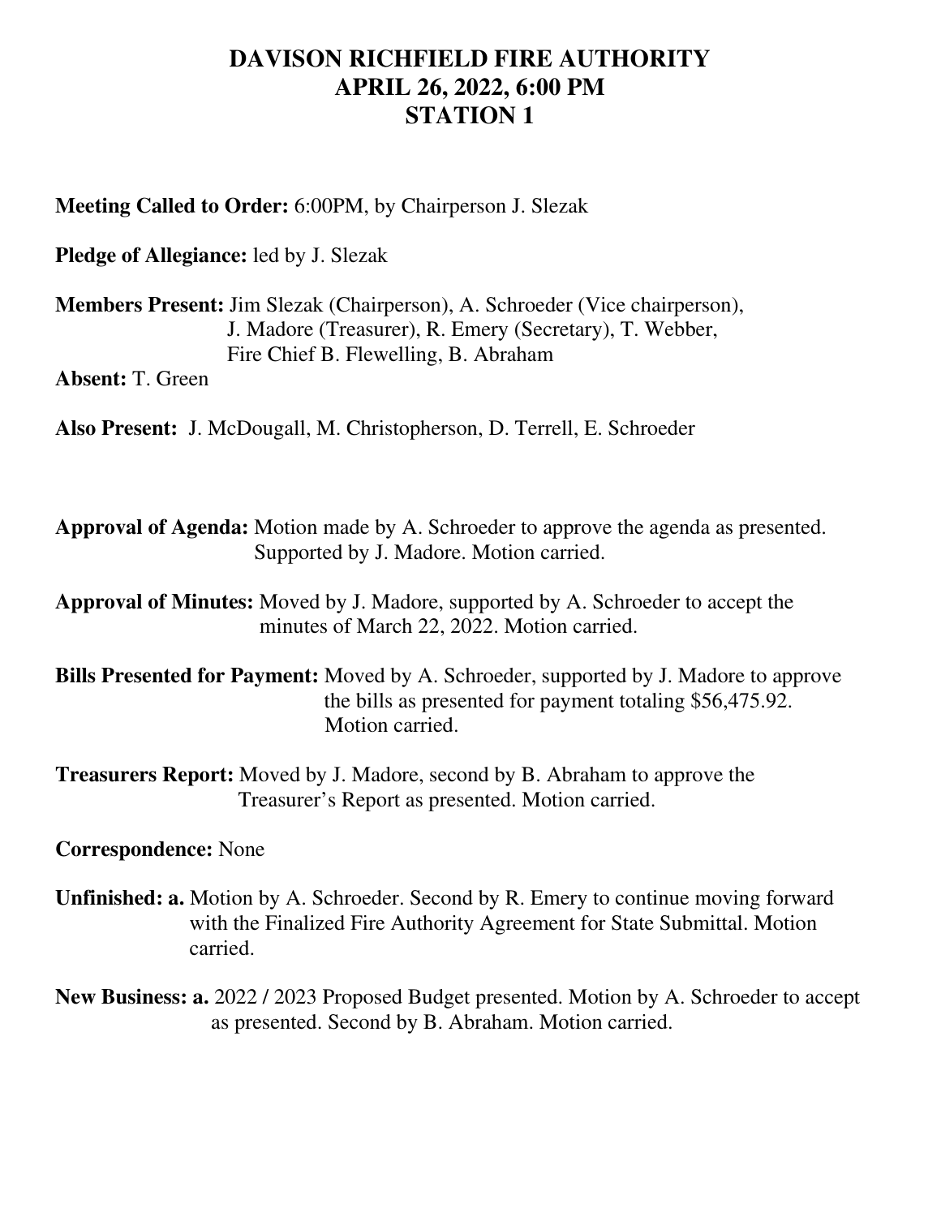# DAVISON RICHFIELD FIRE AUTHORITY
# APRIL 26, 2022, 6:00 PM
# STATION 1

**Meeting Called to Order:** 6:00PM, by Chairperson J. Slezak

**Pledge of Allegiance:** led by J. Slezak

**Members Present:** Jim Slezak (Chairperson), A. Schroeder (Vice chairperson), J. Madore (Treasurer), R. Emery (Secretary), T. Webber, Fire Chief B. Flewelling, B. Abraham

**Absent:** T. Green

**Also Present:** J. McDougall, M. Christopherson, D. Terrell, E. Schroeder

**Approval of Agenda:** Motion made by A. Schroeder to approve the agenda as presented. Supported by J. Madore. Motion carried.

**Approval of Minutes:** Moved by J. Madore, supported by A. Schroeder to accept the minutes of March 22, 2022. Motion carried.

**Bills Presented for Payment:** Moved by A. Schroeder, supported by J. Madore to approve the bills as presented for payment totaling $56,475.92. Motion carried.

**Treasurers Report:** Moved by J. Madore, second by B. Abraham to approve the Treasurer's Report as presented. Motion carried.

**Correspondence:** None

**Unfinished: a.** Motion by A. Schroeder. Second by R. Emery to continue moving forward with the Finalized Fire Authority Agreement for State Submittal. Motion carried.

**New Business: a.** 2022 / 2023 Proposed Budget presented. Motion by A. Schroeder to accept as presented. Second by B. Abraham. Motion carried.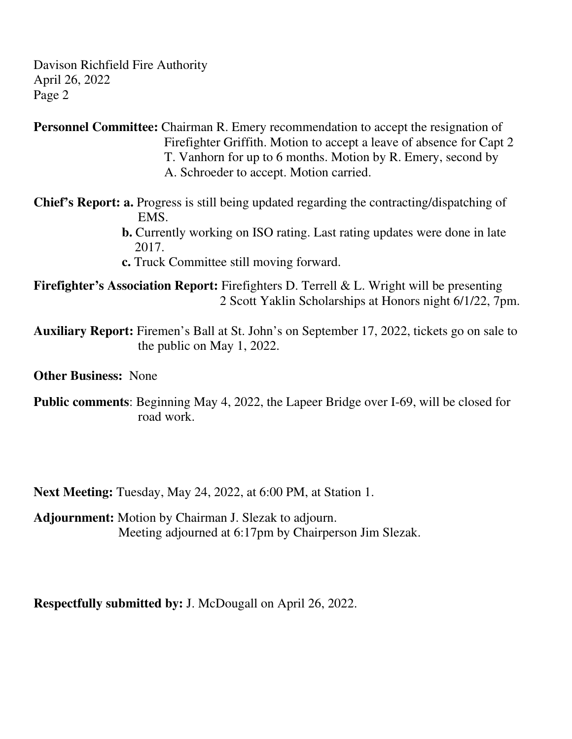**Personnel Committee:** Chairman R. Emery recommendation to accept the resignation of Firefighter Griffith. Motion to accept a leave of absence for Capt 2 T. Vanhorn for up to 6 months. Motion by R. Emery, second by A. Schroeder to accept. Motion carried.

**Chief's Report:** **a.** Progress is still being updated regarding the contracting/dispatching of EMS.
**b.** Currently working on ISO rating. Last rating updates were done in late 2017.
**c.** Truck Committee still moving forward.

**Firefighter's Association Report:** Firefighters D. Terrell & L. Wright will be presenting 2 Scott Yaklin Scholarships at Honors night 6/1/22, 7pm.

**Auxiliary Report:** Firemen's Ball at St. John's on September 17, 2022, tickets go on sale to the public on May 1, 2022.

**Other Business:** None

**Public comments**: Beginning May 4, 2022, the Lapeer Bridge over I-69, will be closed for road work.

**Next Meeting:** Tuesday, May 24, 2022, at 6:00 PM, at Station 1.

**Adjournment:** Motion by Chairman J. Slezak to adjourn.
Meeting adjourned at 6:17pm by Chairperson Jim Slezak.

**Respectfully submitted by:** J. McDougall on April 26, 2022.